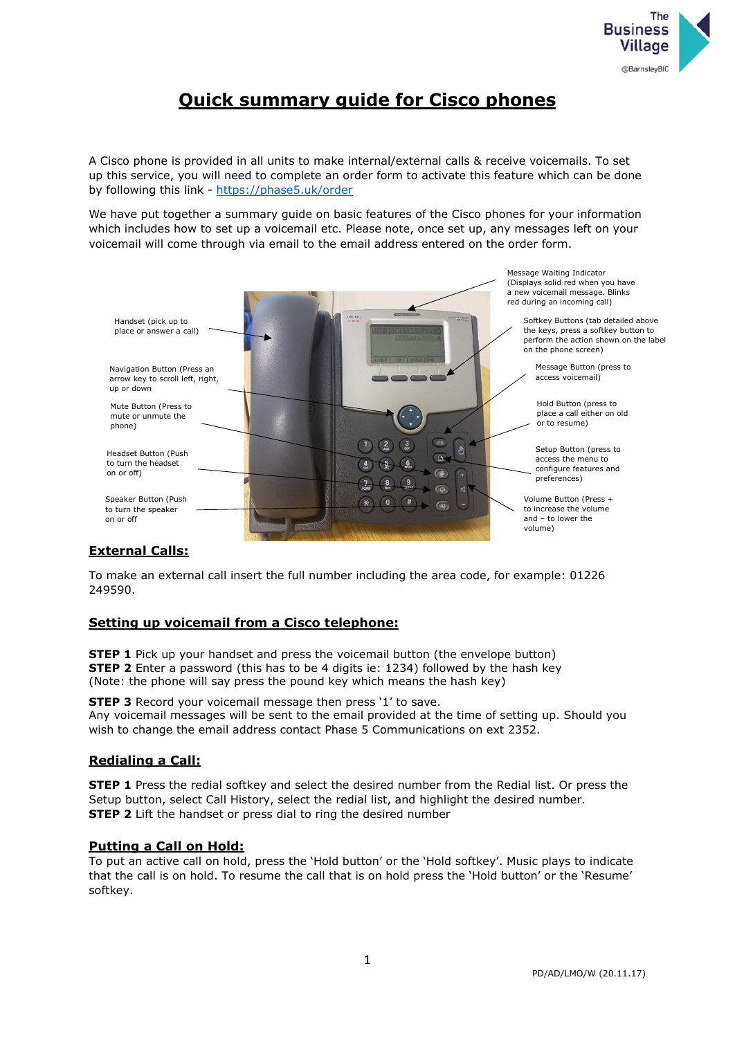# Quick summary guide for Cisco phones

A Cisco phone is provided in all units to make internal/external calls & receive voicemails. To set up this service, you will need to complete an order form to activate this feature which can be done by following this link - https://phase5.uk/order

We have put together a summary guide on basic features of the Cisco phones for your information which includes how to set up a voicemail etc. Please note, once set up, any messages left on your voicemail will come through via email to the email address entered on the order form.

Handset (pick up to place or answer a call)

Navigation Button (Press an arrow key to scroll left, right, up or down

Mute Button (Press to mute or unmute the phone)

Headset Button (Push to turn the headset on or off)

Speaker Button (Push to turn the speaker on or off

Message Waiting Indicator (Displays solid red when you have a new voicemail message. Blinks red during an incoming call)

Softkey Buttons (tab detailed above the keys, press a softkey button to perform the action shown on the label on the phone screen)

Message Button (press to access voicemail)

Hold Button (press to place a call either on old or to resume)

Setup Button (press to access the menu to configure features and preferences)

Volume Button (Press + to increase the volume and – to lower the volume)

## External Calls:

To make an external call insert the full number including the area code, for example: 01226 249590.

## Setting up voicemail from a Cisco telephone:

**STEP 1** Pick up your handset and press the voicemail button (the envelope button)
**STEP 2** Enter a password (this has to be 4 digits ie: 1234) followed by the hash key
(Note: the phone will say press the pound key which means the hash key)

**STEP 3** Record your voicemail message then press '1' to save.
Any voicemail messages will be sent to the email provided at the time of setting up. Should you wish to change the email address contact Phase 5 Communications on ext 2352.

## Redialing a Call:

**STEP 1** Press the redial softkey and select the desired number from the Redial list. Or press the Setup button, select Call History, select the redial list, and highlight the desired number.
**STEP 2** Lift the handset or press dial to ring the desired number

## Putting a Call on Hold:

To put an active call on hold, press the 'Hold button' or the 'Hold softkey'. Music plays to indicate that the call is on hold. To resume the call that is on hold press the 'Hold button' or the 'Resume' softkey.

PD/AD/LMO/W (20.11.17)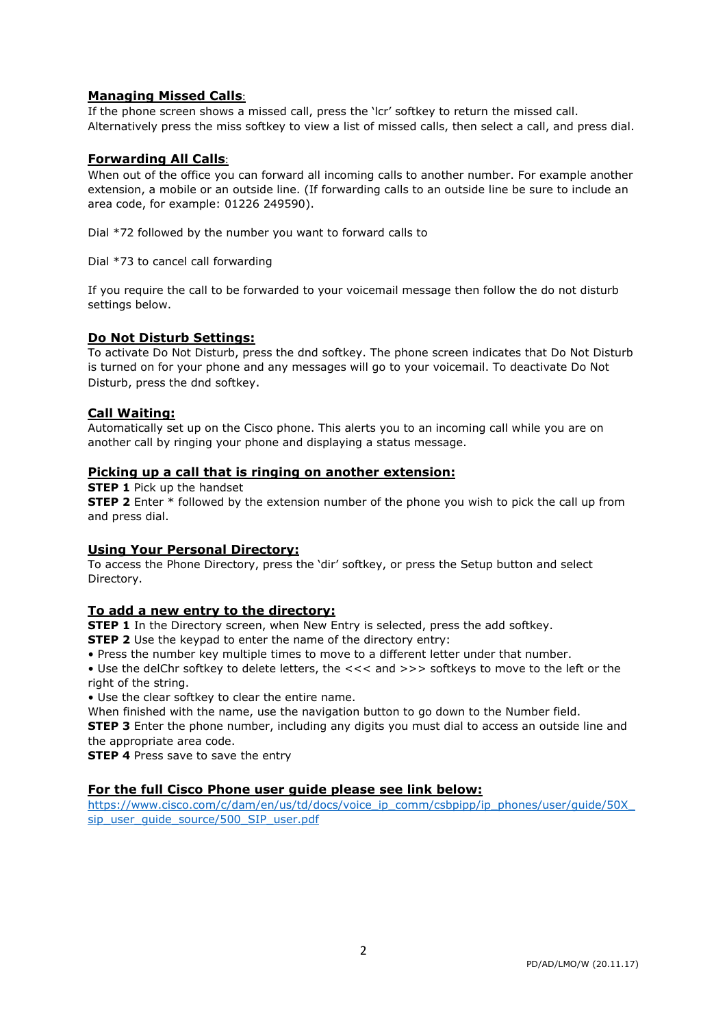## Managing Missed Calls:

If the phone screen shows a missed call, press the 'lcr' softkey to return the missed call. Alternatively press the miss softkey to view a list of missed calls, then select a call, and press dial.

## Forwarding All Calls:

When out of the office you can forward all incoming calls to another number. For example another extension, a mobile or an outside line. (If forwarding calls to an outside line be sure to include an area code, for example: 01226 249590).

Dial *72 followed by the number you want to forward calls to

Dial *73 to cancel call forwarding

If you require the call to be forwarded to your voicemail message then follow the do not disturb settings below.

## Do Not Disturb Settings:

To activate Do Not Disturb, press the dnd softkey. The phone screen indicates that Do Not Disturb is turned on for your phone and any messages will go to your voicemail. To deactivate Do Not Disturb, press the dnd softkey.

## Call Waiting:

Automatically set up on the Cisco phone. This alerts you to an incoming call while you are on another call by ringing your phone and displaying a status message.

## Picking up a call that is ringing on another extension:

**STEP 1** Pick up the handset
**STEP 2** Enter * followed by the extension number of the phone you wish to pick the call up from and press dial.

## Using Your Personal Directory:

To access the Phone Directory, press the 'dir' softkey, or press the Setup button and select Directory.

## To add a new entry to the directory:

**STEP 1** In the Directory screen, when New Entry is selected, press the add softkey.
**STEP 2** Use the keypad to enter the name of the directory entry:

- Press the number key multiple times to move to a different letter under that number.
- Use the delChr softkey to delete letters, the <<< and >>> softkeys to move to the left or the right of the string.
- Use the clear softkey to clear the entire name.

When finished with the name, use the navigation button to go down to the Number field.
**STEP 3** Enter the phone number, including any digits you must dial to access an outside line and the appropriate area code.
**STEP 4** Press save to save the entry

## For the full Cisco Phone user guide please see link below:

https://www.cisco.com/c/dam/en/us/td/docs/voice_ip_comm/csbpipp/ip_phones/user/guide/50X_sip_user_guide_source/500_SIP_user.pdf

PD/AD/LMO/W (20.11.17)